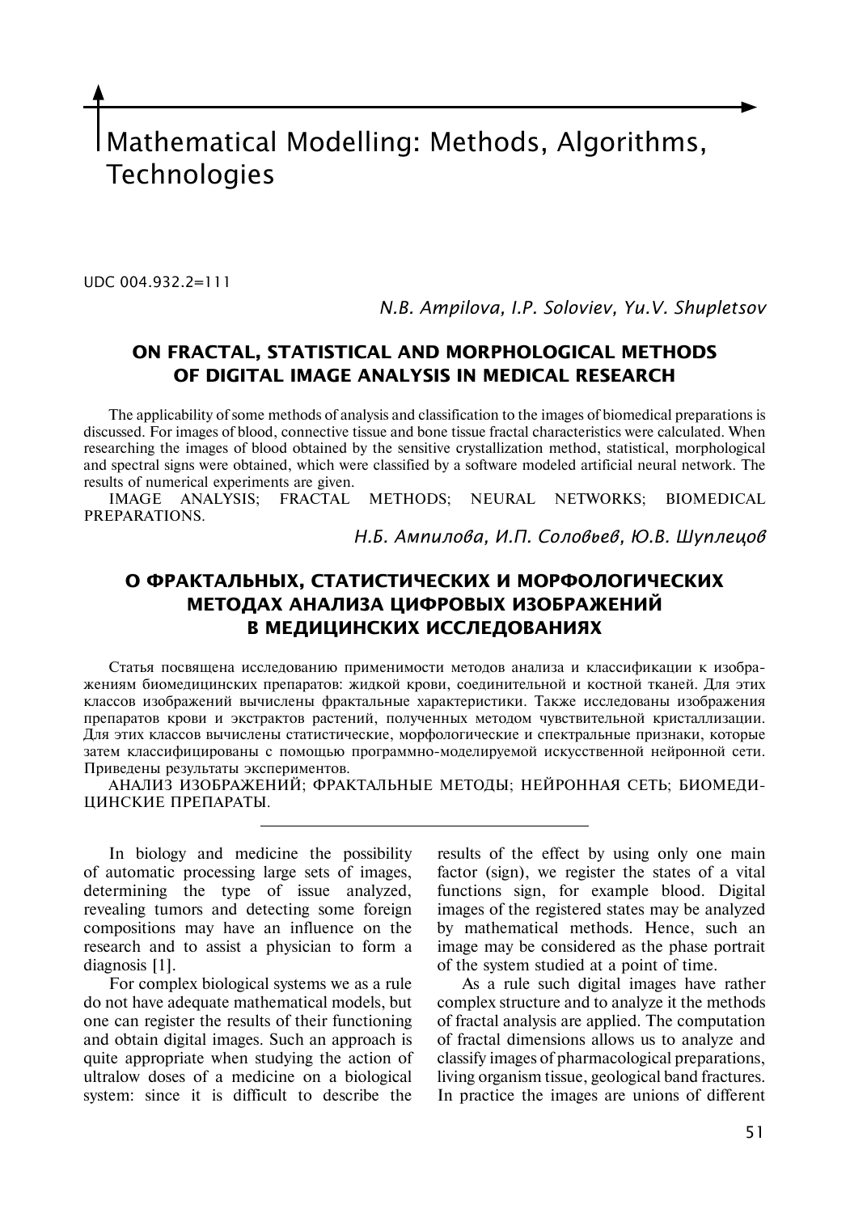# Mathematical Modelling: Methods, Algorithms, Technologies

UDC 004.932.2=111

*N.B. Ampilova, I.P. Soloviev, Yu.V. Shupletsov*

## ON FRACTAL, STATISTICAL AND MORPHOLOGICAL METHODS OF DIGITAL IMAGE ANALYSIS IN MEDICAL RESEARCH

The applicability of some methods of analysis and classification to the images of biomedical preparations is discussed. For images of blood, connective tissue and bone tissue fractal characteristics were calculated. When researching the images of blood obtained by the sensitive crystallization method, statistical, morphological and spectral signs were obtained, which were classified by a software modeled artificial neural network. The results of numerical experiments are given.

IMAGE ANALYSIS; FRACTAL METHODS; NEURAL NETWORKS; BIOMEDICAL PREPARATIONS.

*Н.Б. Ампилова, И.П. Соловьев, Ю.В. Шуплецов*

## О ФРАКТАЛЬНЫХ, СТАТИСТИЧЕСКИХ И МОРФОЛОГИЧЕСКИХ МЕТОДАХ АНАЛИЗА ЦИФРОВЫХ ИЗОБРАЖЕНИЙ В МЕДИЦИНСКИХ ИССЛЕДОВАНИЯХ

Статья посвящена исследованию применимости методов анализа и классификации к изображениям биомедицинских препаратов: жидкой крови, соединительной и костной тканей. Для этих классов изображений вычислены фрактальные характеристики. Также исследованы изображения препаратов крови и экстрактов растений, полученных методом чувствительной кристаллизации. Для этих классов вычислены статистические, морфологические и спектральные признаки, которые затем классифицированы с помощью программно-моделируемой искусственной нейронной сети. Приведены результаты экспериментов.

АНАЛИЗ ИЗОБРАЖЕНИЙ; ФРАКТАЛЬНЫЕ МЕТОДЫ; НЕЙРОННАЯ СЕТЬ; БИОМЕДИЦИНСКИЕ ПРЕПАРАТЫ.

---

In biology and medicine the possibility of automatic processing large sets of images, determining the type of issue analyzed, revealing tumors and detecting some foreign compositions may have an influence on the research and to assist a physician to form a diagnosis [1].

For complex biological systems we as a rule do not have adequate mathematical models, but one can register the results of their functioning and obtain digital images. Such an approach is quite appropriate when studying the action of ultralow doses of a medicine on a biological system: since it is difficult to describe the results of the effect by using only one main factor (sign), we register the states of a vital functions sign, for example blood. Digital images of the registered states may be analyzed by mathematical methods. Hence, such an image may be considered as the phase portrait of the system studied at a point of time.

As a rule such digital images have rather complex structure and to analyze it the methods of fractal analysis are applied. The computation of fractal dimensions allows us to analyze and classify images of pharmacological preparations, living organism tissue, geological band fractures. In practice the images are unions of different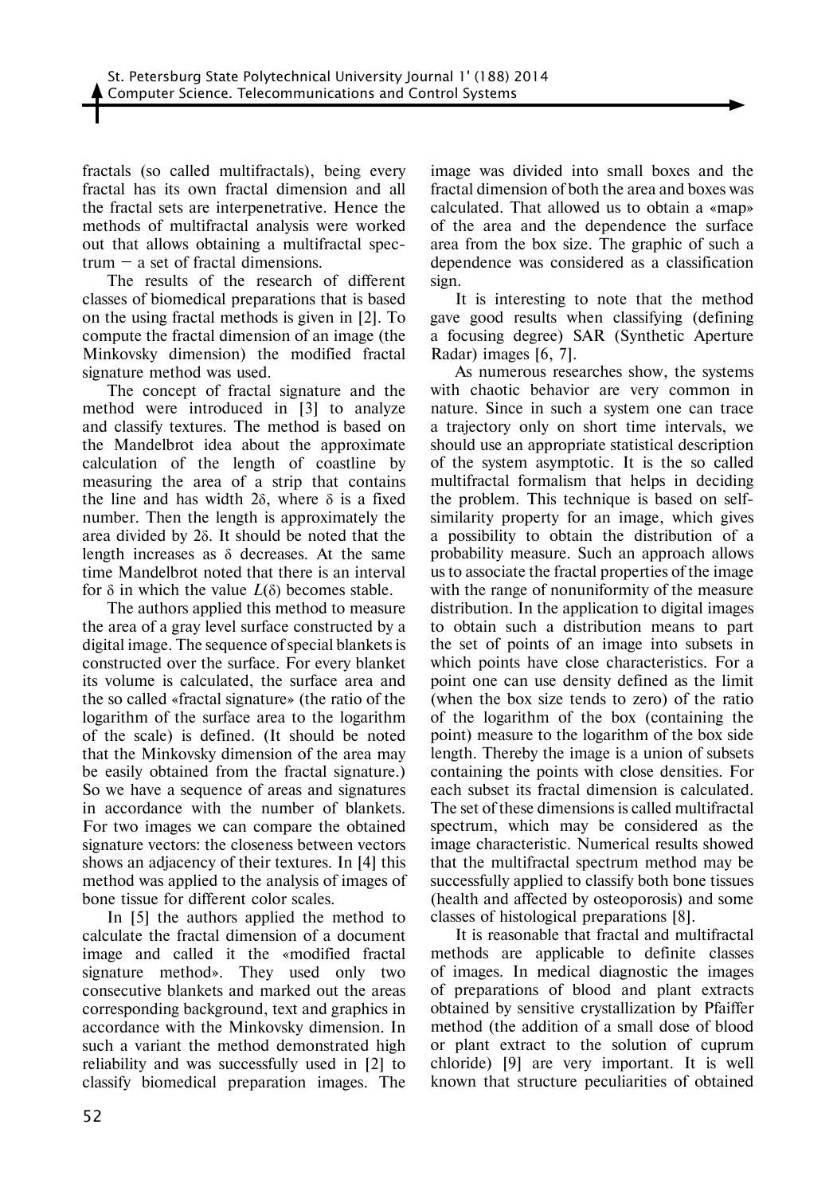fractals (so called multifractals), being every fractal has its own fractal dimension and all the fractal sets are interpenetrative. Hence the methods of multifractal analysis were worked out that allows obtaining a multifractal spectrum – a set of fractal dimensions.

The results of the research of different classes of biomedical preparations that is based on the using fractal methods is given in [2]. To compute the fractal dimension of an image (the Minkovsky dimension) the modified fractal signature method was used.

The concept of fractal signature and the method were introduced in [3] to analyze and classify textures. The method is based on the Mandelbrot idea about the approximate calculation of the length of coastline by measuring the area of a strip that contains the line and has width $2\delta$, where $\delta$ is a fixed number. Then the length is approximately the area divided by $2\delta$. It should be noted that the length increases as $\delta$ decreases. At the same time Mandelbrot noted that there is an interval for $\delta$ in which the value $L(\delta)$ becomes stable.

The authors applied this method to measure the area of a gray level surface constructed by a digital image. The sequence of special blankets is constructed over the surface. For every blanket its volume is calculated, the surface area and the so called «fractal signature» (the ratio of the logarithm of the surface area to the logarithm of the scale) is defined. (It should be noted that the Minkovsky dimension of the area may be easily obtained from the fractal signature.) So we have a sequence of areas and signatures in accordance with the number of blankets. For two images we can compare the obtained signature vectors: the closeness between vectors shows an adjacency of their textures. In [4] this method was applied to the analysis of images of bone tissue for different color scales.

In [5] the authors applied the method to calculate the fractal dimension of a document image and called it the «modified fractal signature method». They used only two consecutive blankets and marked out the areas corresponding background, text and graphics in accordance with the Minkovsky dimension. In such a variant the method demonstrated high reliability and was successfully used in [2] to classify biomedical preparation images. The image was divided into small boxes and the fractal dimension of both the area and boxes was calculated. That allowed us to obtain a «map» of the area and the dependence the surface area from the box size. The graphic of such a dependence was considered as a classification sign.

It is interesting to note that the method gave good results when classifying (defining a focusing degree) SAR (Synthetic Aperture Radar) images [6, 7].

As numerous researches show, the systems with chaotic behavior are very common in nature. Since in such a system one can trace a trajectory only on short time intervals, we should use an appropriate statistical description of the system asymptotic. It is the so called multifractal formalism that helps in deciding the problem. This technique is based on self-similarity property for an image, which gives a possibility to obtain the distribution of a probability measure. Such an approach allows us to associate the fractal properties of the image with the range of nonuniformity of the measure distribution. In the application to digital images to obtain such a distribution means to part the set of points of an image into subsets in which points have close characteristics. For a point one can use density defined as the limit (when the box size tends to zero) of the ratio of the logarithm of the box (containing the point) measure to the logarithm of the box side length. Thereby the image is a union of subsets containing the points with close densities. For each subset its fractal dimension is calculated. The set of these dimensions is called multifractal spectrum, which may be considered as the image characteristic. Numerical results showed that the multifractal spectrum method may be successfully applied to classify both bone tissues (health and affected by osteoporosis) and some classes of histological preparations [8].

It is reasonable that fractal and multifractal methods are applicable to definite classes of images. In medical diagnostic the images of preparations of blood and plant extracts obtained by sensitive crystallization by Pfaiffer method (the addition of a small dose of blood or plant extract to the solution of cuprum chloride) [9] are very important. It is well known that structure peculiarities of obtained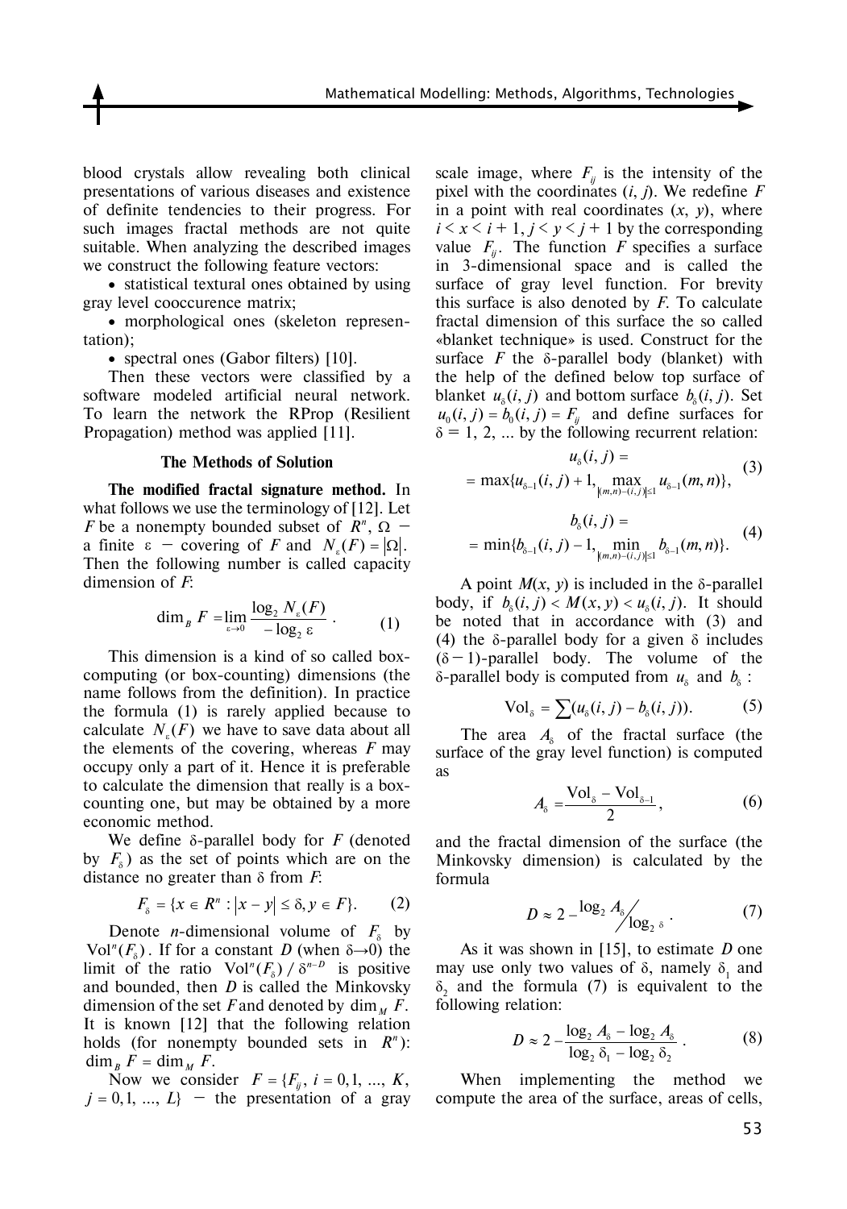blood crystals allow revealing both clinical presentations of various diseases and existence of definite tendencies to their progress. For such images fractal methods are not quite suitable. When analyzing the described images we construct the following feature vectors:

- statistical textural ones obtained by using gray level cooccurence matrix;
- morphological ones (skeleton representation);
- spectral ones (Gabor filters) [10].

Then these vectors were classified by a software modeled artificial neural network. To learn the network the RProp (Resilient Propagation) method was applied [11].

### The Methods of Solution

**The modified fractal signature method.** In what follows we use the terminology of [12]. Let $F$ be a nonempty bounded subset of $R^n$, $\Omega$ – a finite $\varepsilon$ – covering of $F$ and $N_\varepsilon(F) = |\Omega|$. Then the following number is called capacity dimension of $F$:

$$\dim_B F = \lim_{\varepsilon \to 0} \frac{\log_2 N_\varepsilon(F)}{-\log_2 \varepsilon}. \qquad (1)$$

This dimension is a kind of so called box-computing (or box-counting) dimensions (the name follows from the definition). In practice the formula (1) is rarely applied because to calculate $N_\varepsilon(F)$ we have to save data about all the elements of the covering, whereas $F$ may occupy only a part of it. Hence it is preferable to calculate the dimension that really is a box-counting one, but may be obtained by a more economic method.

We define $\delta$-parallel body for $F$ (denoted by $F_\delta$) as the set of points which are on the distance no greater than $\delta$ from $F$:

$$F_\delta = \{x \in R^n : |x - y| \le \delta, y \in F\}. \qquad (2)$$

Denote $n$-dimensional volume of $F_\delta$ by $\mathrm{Vol}^n(F_\delta)$. If for a constant $D$ (when $\delta \to 0$) the limit of the ratio $\mathrm{Vol}^n(F_\delta) / \delta^{n-D}$ is positive and bounded, then $D$ is called the Minkovsky dimension of the set $F$ and denoted by $\dim_M F$. It is known [12] that the following relation holds (for nonempty bounded sets in $R^n$): $\dim_B F = \dim_M F$.

Now we consider $F = \{F_{ij}, i = 0, 1, ..., K, j = 0, 1, ..., L\}$ – the presentation of a gray scale image, where $F_{ij}$ is the intensity of the pixel with the coordinates $(i, j)$. We redefine $F$ in a point with real coordinates $(x, y)$, where $i < x < i + 1$, $j < y < j + 1$ by the corresponding value $F_{ij}$. The function $F$ specifies a surface in 3-dimensional space and is called the surface of gray level function. For brevity this surface is also denoted by $F$. To calculate fractal dimension of this surface the so called «blanket technique» is used. Construct for the surface $F$ the $\delta$-parallel body (blanket) with the help of the defined below top surface of blanket $u_\delta(i, j)$ and bottom surface $b_\delta(i, j)$. Set $u_0(i, j) = b_0(i, j) = F_{ij}$ and define surfaces for $\delta = 1, 2, ...$ by the following recurrent relation:

$$u_\delta(i, j) = \max\{u_{\delta-1}(i, j) + 1, \max_{|(m,n)-(i,j)| \le 1} u_{\delta-1}(m, n)\}, \qquad (3)$$

$$b_\delta(i, j) = \min\{b_{\delta-1}(i, j) - 1, \min_{|(m,n)-(i,j)| \le 1} b_{\delta-1}(m, n)\}. \qquad (4)$$

A point $M(x, y)$ is included in the $\delta$-parallel body, if $b_\delta(i, j) < M(x, y) < u_\delta(i, j)$. It should be noted that in accordance with (3) and (4) the $\delta$-parallel body for a given $\delta$ includes $(\delta - 1)$-parallel body. The volume of the $\delta$-parallel body is computed from $u_\delta$ and $b_\delta$:

$$\mathrm{Vol}_\delta = \sum (u_\delta(i, j) - b_\delta(i, j)). \qquad (5)$$

The area $A_\delta$ of the fractal surface (the surface of the gray level function) is computed as

$$A_\delta = \frac{\mathrm{Vol}_\delta - \mathrm{Vol}_{\delta-1}}{2}, \qquad (6)$$

and the fractal dimension of the surface (the Minkovsky dimension) is calculated by the formula

$$D \approx 2 - \log_2 A_\delta \big/ \log_2 \delta. \qquad (7)$$

As it was shown in [15], to estimate $D$ one may use only two values of $\delta$, namely $\delta_1$ and $\delta_2$ and the formula (7) is equivalent to the following relation:

$$D \approx 2 - \frac{\log_2 A_\delta - \log_2 A_\delta}{\log_2 \delta_1 - \log_2 \delta_2}. \qquad (8)$$

When implementing the method we compute the area of the surface, areas of cells,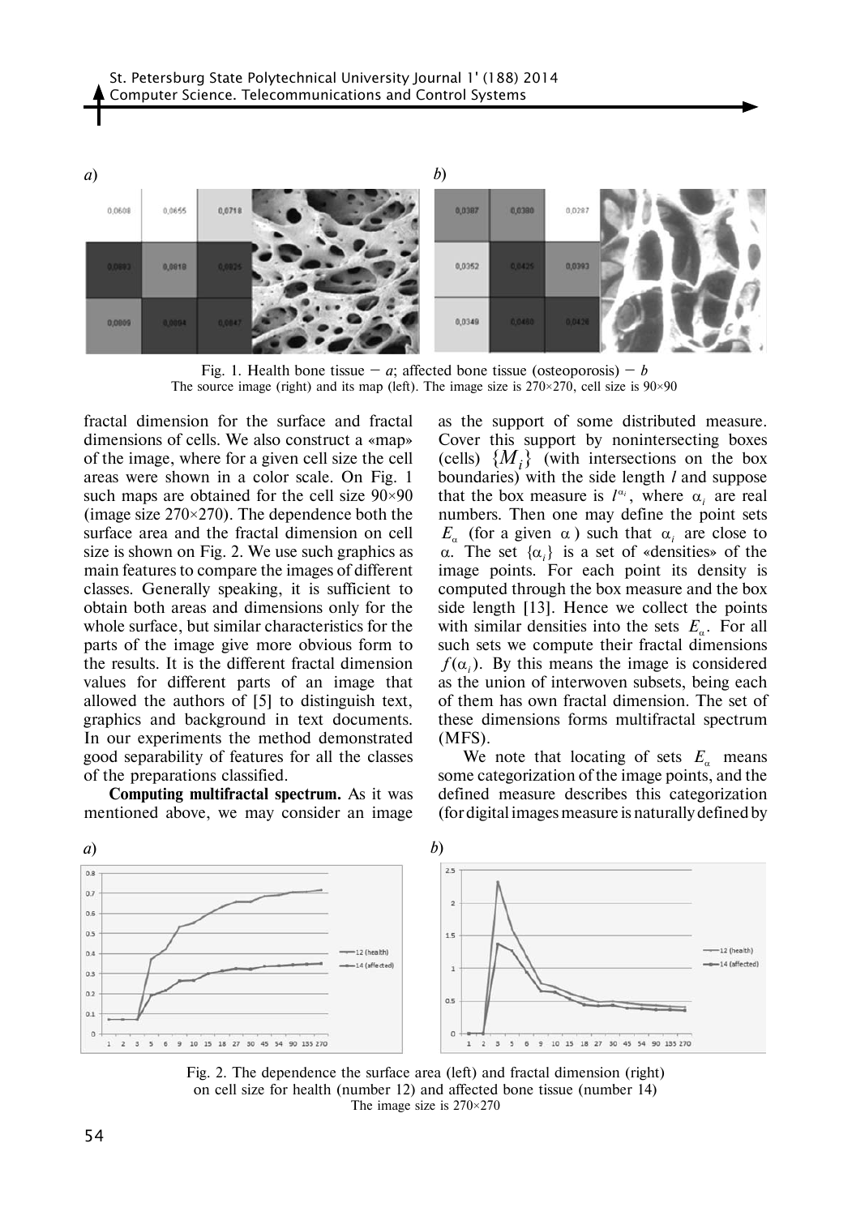Fig. 1. Health bone tissue – *a*; affected bone tissue (osteoporosis) – *b*
The source image (right) and its map (left). The image size is 270×270, cell size is 90×90

fractal dimension for the surface and fractal dimensions of cells. We also construct a «map» of the image, where for a given cell size the cell areas were shown in a color scale. On Fig. 1 such maps are obtained for the cell size 90×90 (image size 270×270). The dependence both the surface area and the fractal dimension on cell size is shown on Fig. 2. We use such graphics as main features to compare the images of different classes. Generally speaking, it is sufficient to obtain both areas and dimensions only for the whole surface, but similar characteristics for the parts of the image give more obvious form to the results. It is the different fractal dimension values for different parts of an image that allowed the authors of [5] to distinguish text, graphics and background in text documents. In our experiments the method demonstrated good separability of features for all the classes of the preparations classified.

**Computing multifractal spectrum.** As it was mentioned above, we may consider an image as the support of some distributed measure. Cover this support by nonintersecting boxes (cells) $\{M_i\}$ (with intersections on the box boundaries) with the side length $l$ and suppose that the box measure is $l^{\alpha_i}$, where $\alpha_i$ are real numbers. Then one may define the point sets $E_\alpha$ (for a given $\alpha$) such that $\alpha_i$ are close to $\alpha$. The set $\{\alpha_i\}$ is a set of «densities» of the image points. For each point its density is computed through the box measure and the box side length [13]. Hence we collect the points with similar densities into the sets $E_\alpha$. For all such sets we compute their fractal dimensions $f(\alpha_i)$. By this means the image is considered as the union of interwoven subsets, being each of them has own fractal dimension. The set of these dimensions forms multifractal spectrum (MFS).

We note that locating of sets $E_\alpha$ means some categorization of the image points, and the defined measure describes this categorization (for digital images measure is naturally defined by

Fig. 2. The dependence the surface area (left) and fractal dimension (right) on cell size for health (number 12) and affected bone tissue (number 14)
The image size is 270×270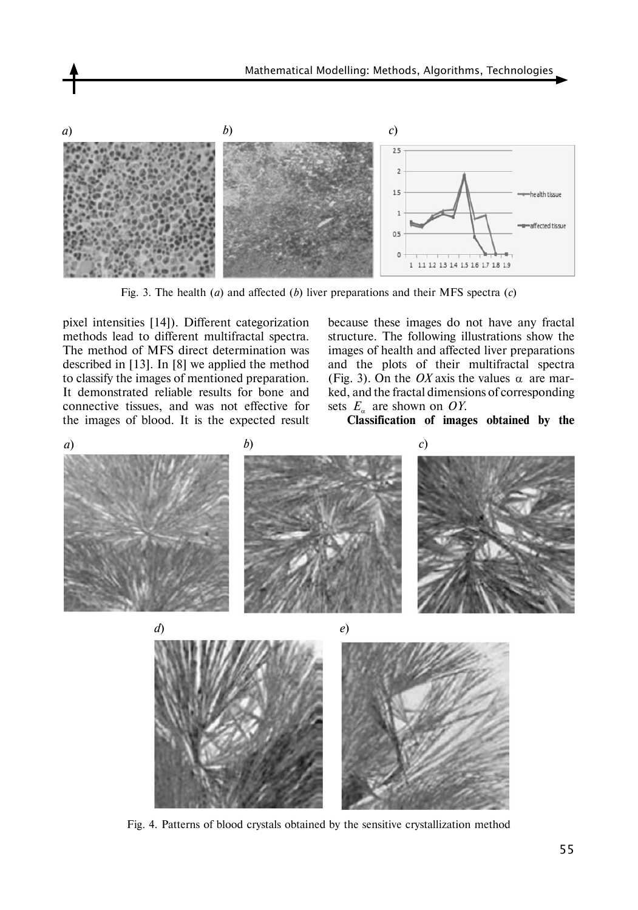Fig. 3. The health (*a*) and affected (*b*) liver preparations and their MFS spectra (*c*)

pixel intensities [14]). Different categorization methods lead to different multifractal spectra. The method of MFS direct determination was described in [13]. In [8] we applied the method to classify the images of mentioned preparation. It demonstrated reliable results for bone and connective tissues, and was not effective for the images of blood. It is the expected result because these images do not have any fractal structure. The following illustrations show the images of health and affected liver preparations and the plots of their multifractal spectra (Fig. 3). On the *OX* axis the values $\alpha$ are marked, and the fractal dimensions of corresponding sets $E_\alpha$ are shown on *OY*.

**Classification of images obtained by the**

Fig. 4. Patterns of blood crystals obtained by the sensitive crystallization method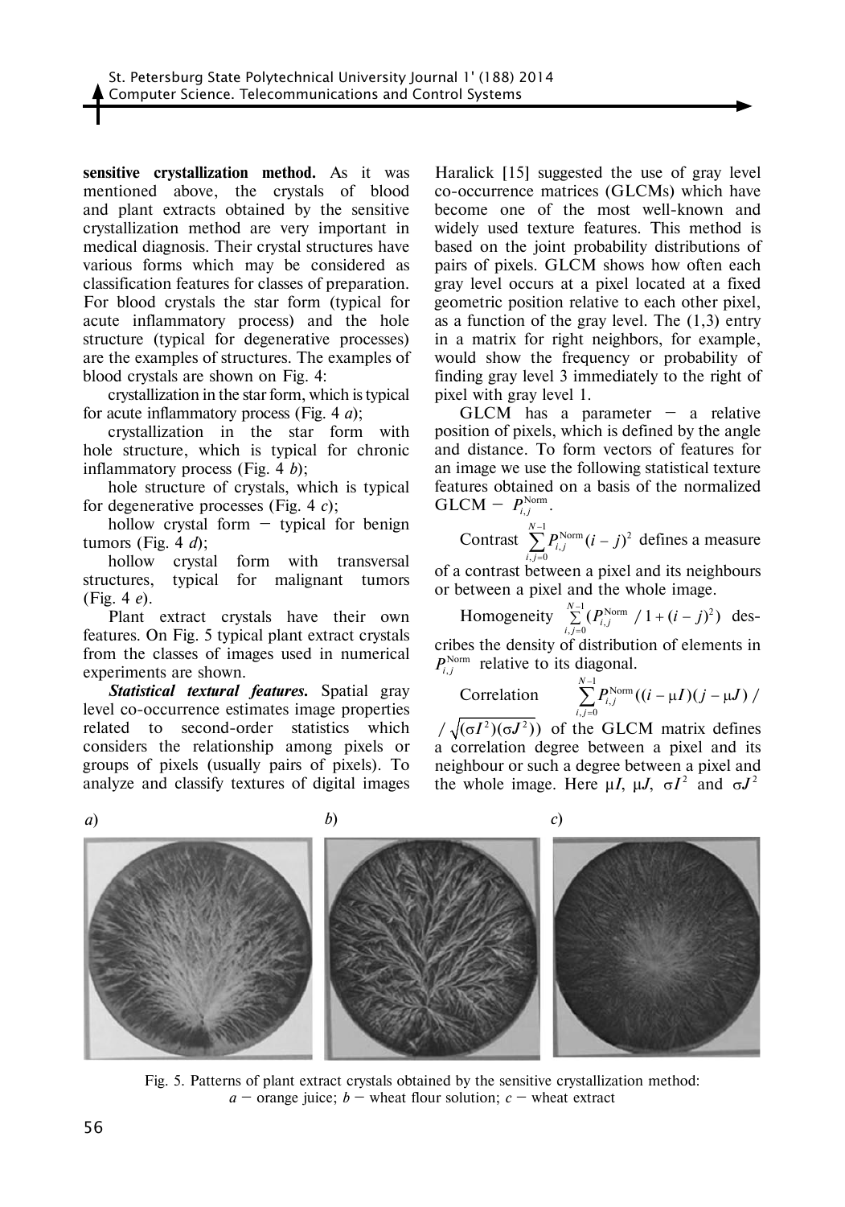**sensitive crystallization method.** As it was mentioned above, the crystals of blood and plant extracts obtained by the sensitive crystallization method are very important in medical diagnosis. Their crystal structures have various forms which may be considered as classification features for classes of preparation. For blood crystals the star form (typical for acute inflammatory process) and the hole structure (typical for degenerative processes) are the examples of structures. The examples of blood crystals are shown on Fig. 4:

crystallization in the star form, which is typical for acute inflammatory process (Fig. 4 *a*);

crystallization in the star form with hole structure, which is typical for chronic inflammatory process (Fig. 4 *b*);

hole structure of crystals, which is typical for degenerative processes (Fig. 4 *c*);

hollow crystal form – typical for benign tumors (Fig. 4 *d*);

hollow crystal form with transversal structures, typical for malignant tumors (Fig. 4 *e*).

Plant extract crystals have their own features. On Fig. 5 typical plant extract crystals from the classes of images used in numerical experiments are shown.

***Statistical textural features.*** Spatial gray level co-occurrence estimates image properties related to second-order statistics which considers the relationship among pixels or groups of pixels (usually pairs of pixels). To analyze and classify textures of digital images Haralick [15] suggested the use of gray level co-occurrence matrices (GLCMs) which have become one of the most well-known and widely used texture features. This method is based on the joint probability distributions of pairs of pixels. GLCM shows how often each gray level occurs at a pixel located at a fixed geometric position relative to each other pixel, as a function of the gray level. The (1,3) entry in a matrix for right neighbors, for example, would show the frequency or probability of finding gray level 3 immediately to the right of pixel with gray level 1.

GLCM has a parameter – a relative position of pixels, which is defined by the angle and distance. To form vectors of features for an image we use the following statistical texture features obtained on a basis of the normalized GLCM – $P_{i,j}^{\mathrm{Norm}}$.

Contrast $\sum_{i,j=0}^{N-1} P_{i,j}^{\mathrm{Norm}}(i-j)^2$ defines a measure of a contrast between a pixel and its neighbours or between a pixel and the whole image.

Homogeneity $\sum_{i,j=0}^{N-1}(P_{i,j}^{\mathrm{Norm}} / 1+(i-j)^2)$ describes the density of distribution of elements in $P_{i,j}^{\mathrm{Norm}}$ relative to its diagonal.

Correlation $\sum_{i,j=0}^{N-1} P_{i,j}^{\mathrm{Norm}}((i-\mu I)(j-\mu J) / \sqrt{(\sigma I^2)(\sigma J^2)})$ of the GLCM matrix defines a correlation degree between a pixel and its neighbour or such a degree between a pixel and the whole image. Here $\mu I$, $\mu J$, $\sigma I^2$ and $\sigma J^2$

Fig. 5. Patterns of plant extract crystals obtained by the sensitive crystallization method: *a* – orange juice; *b* – wheat flour solution; *c* – wheat extract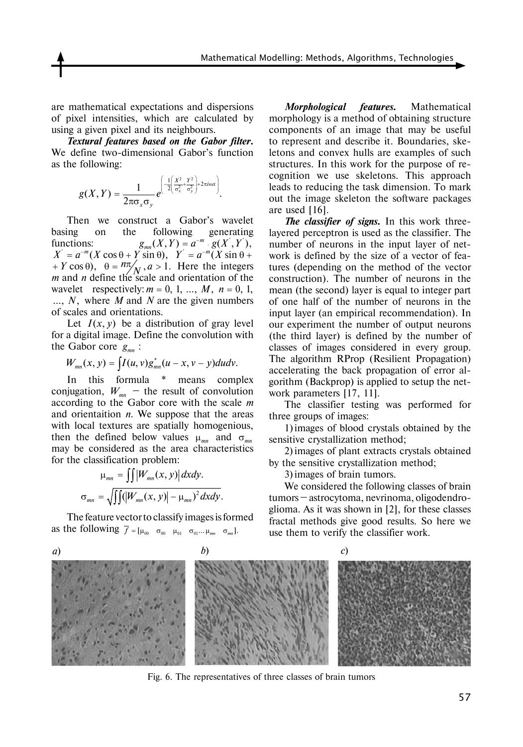are mathematical expectations and dispersions of pixel intensities, which are calculated by using a given pixel and its neighbours.

***Textural features based on the Gabor filter.*** We define two-dimensional Gabor's function as the following:

$$g(X,Y) = \frac{1}{2\pi\sigma_x\sigma_y} e^{\left(-\frac{1}{2}\left(\frac{X^2}{\sigma_x^2}+\frac{Y^2}{\sigma_y^2}\right)+2\pi i\omega X\right)}.$$

Then we construct a Gabor's wavelet basing on the following generating functions: $g_{mn}(X,Y) = a^{-m} \cdot g(X^{'}, Y^{'})$, $X^{'} = a^{-m}(X\cos\theta + Y\sin\theta)$, $Y^{'} = a^{-m}(X\sin\theta + Y\cos\theta)$, $\theta = n\pi/N$, $a > 1$. Here the integers $m$ and $n$ define the scale and orientation of the wavelet respectively: $m = 0, 1, \ldots, M$, $n = 0, 1, \ldots, N$, where $M$ and $N$ are the given numbers of scales and orientations.

Let $I(x, y)$ be a distribution of gray level for a digital image. Define the convolution with the Gabor core $g_{mn}$:

$$W_{mn}(x,y) = \int I(u,v) g_{mn}^{*}(u-x, v-y)dudv.$$

In this formula * means complex conjugation, $W_{mn}$ — the result of convolution according to the Gabor core with the scale $m$ and orientaition $n$. We suppose that the areas with local textures are spatially homogenious, then the defined below values $\mu_{mn}$ and $\sigma_{mn}$ may be considered as the area characteristics for the classification problem:

$$\mu_{mn} = \iint |W_{mn}(x,y)| dxdy.$$

$$\sigma_{mn} = \sqrt{\iint (|W_{mn}(x,y)| - \mu_{mn})^2 dxdy}.$$

The feature vector to classify images is formed as the following $\overline{f} = [\mu_{00} \quad \sigma_{00} \quad \mu_{01} \quad \sigma_{01} \ldots \mu_{mn} \quad \sigma_{mn}]$.

***Morphological features.*** Mathematical morphology is a method of obtaining structure components of an image that may be useful to represent and describe it. Boundaries, skeletons and convex hulls are examples of such structures. In this work for the purpose of recognition we use skeletons. This approach leads to reducing the task dimension. To mark out the image skeleton the software packages are used [16].

***The classifier of signs.*** In this work three-layered perceptron is used as the classifier. The number of neurons in the input layer of network is defined by the size of a vector of features (depending on the method of the vector construction). The number of neurons in the mean (the second) layer is equal to integer part of one half of the number of neurons in the input layer (an empirical recommendation). In our experiment the number of output neurons (the third layer) is defined by the number of classes of images considered in every group. The algorithm RProp (Resilient Propagation) accelerating the back propagation of error algorithm (Backprop) is applied to setup the network parameters [17, 11].

The classifier testing was performed for three groups of images:

1) images of blood crystals obtained by the sensitive crystallization method;

2) images of plant extracts crystals obtained by the sensitive crystallization method;

3) images of brain tumors.

We considered the following classes of brain tumors — astrocytoma, nevrinoma, oligodendroglioma. As it was shown in [2], for these classes fractal methods give good results. So here we use them to verify the classifier work.

*a*) *b*) *c*)

Fig. 6. The representatives of three classes of brain tumors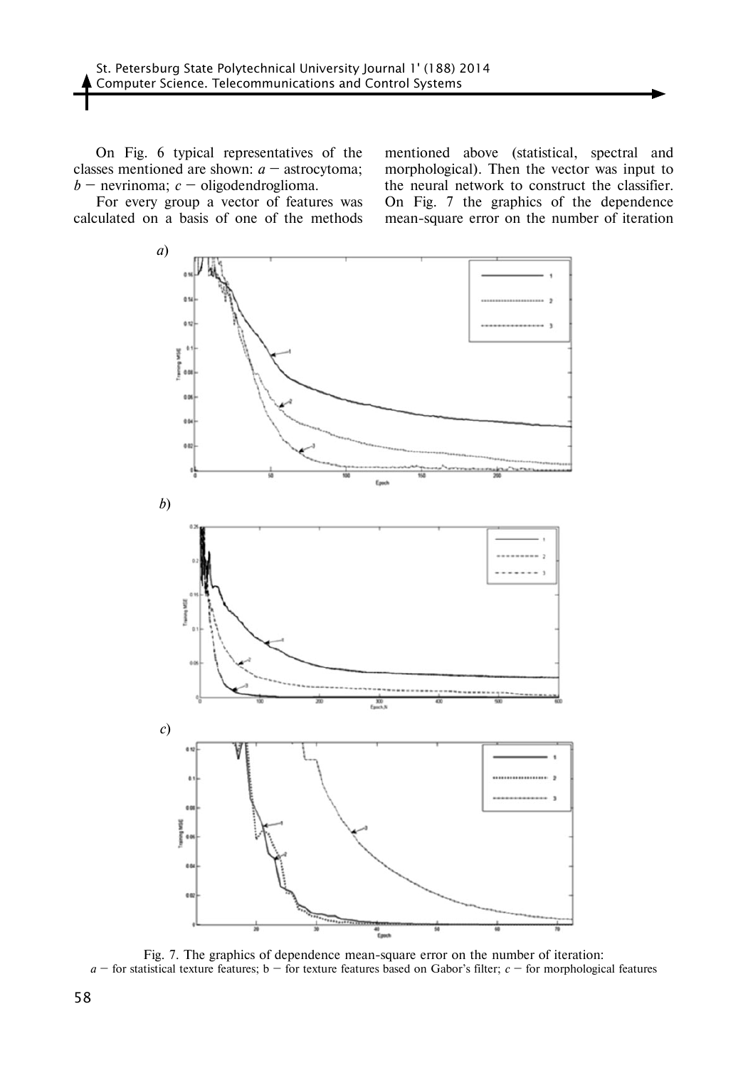On Fig. 6 typical representatives of the classes mentioned are shown: *a* – astrocytoma; *b* – nevrinoma; *c* – oligodendroglioma.

For every group a vector of features was calculated on a basis of one of the methods mentioned above (statistical, spectral and morphological). Then the vector was input to the neural network to construct the classifier. On Fig. 7 the graphics of the dependence mean-square error on the number of iteration

Fig. 7. The graphics of dependence mean-square error on the number of iteration: *a* – for statistical texture features; b – for texture features based on Gabor's filter; *c* – for morphological features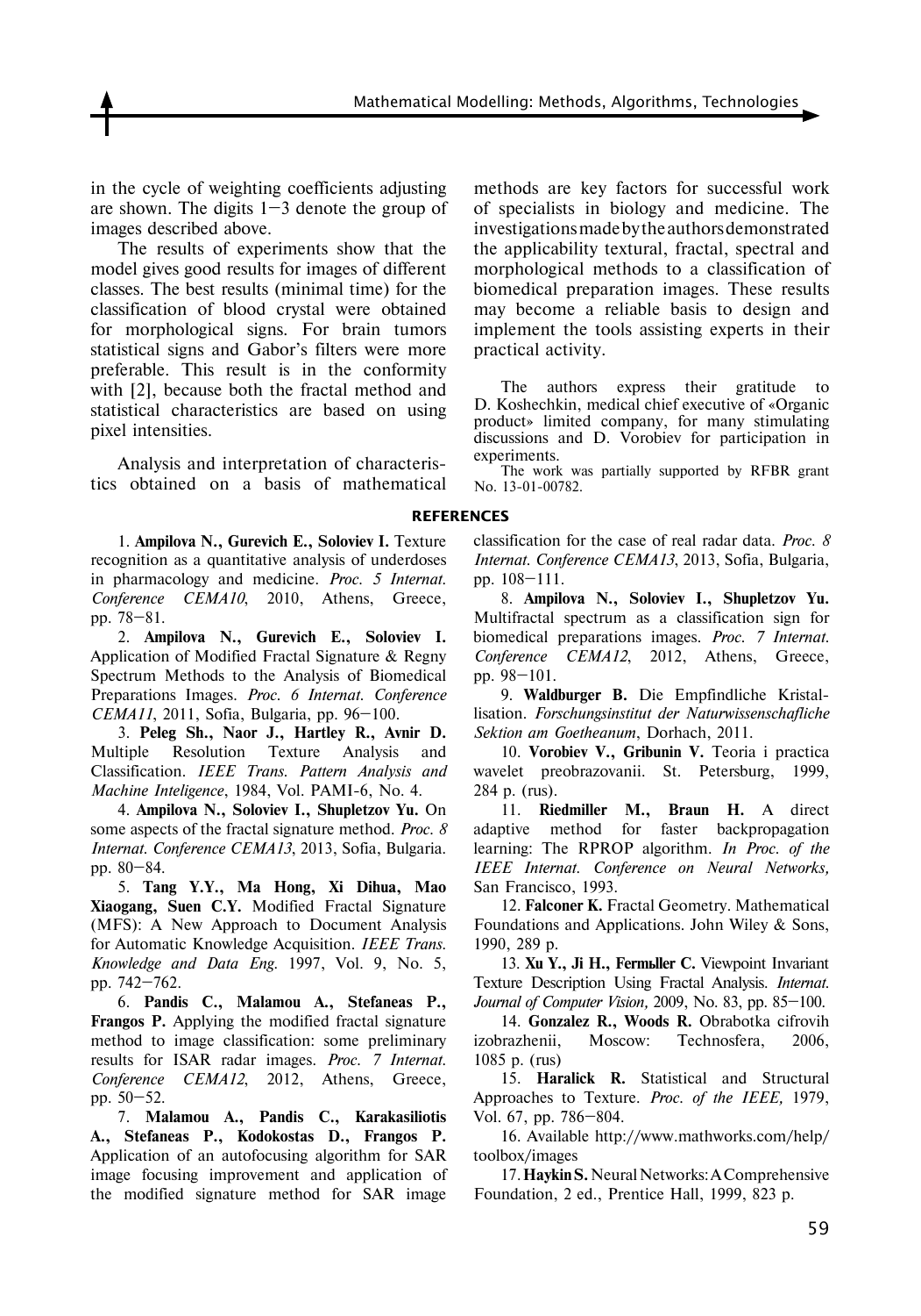in the cycle of weighting coefficients adjusting are shown. The digits 1–3 denote the group of images described above.

The results of experiments show that the model gives good results for images of different classes. The best results (minimal time) for the classification of blood crystal were obtained for morphological signs. For brain tumors statistical signs and Gabor's filters were more preferable. This result is in the conformity with [2], because both the fractal method and statistical characteristics are based on using pixel intensities.

Analysis and interpretation of characteristics obtained on a basis of mathematical methods are key factors for successful work of specialists in biology and medicine. The investigations made by the authors demonstrated the applicability textural, fractal, spectral and morphological methods to a classification of biomedical preparation images. These results may become a reliable basis to design and implement the tools assisting experts in their practical activity.

The authors express their gratitude to D. Koshechkin, medical chief executive of «Organic product» limited company, for many stimulating discussions and D. Vorobiev for participation in experiments.

The work was partially supported by RFBR grant No. 13-01-00782.

## REFERENCES

1. **Ampilova N., Gurevich E., Soloviev I.** Texture recognition as a quantitative analysis of underdoses in pharmacology and medicine. *Proc. 5 Internat. Conference CEMA10*, 2010, Athens, Greece, pp. 78–81.

2. **Ampilova N., Gurevich E., Soloviev I.** Application of Modified Fractal Signature & Regny Spectrum Methods to the Analysis of Biomedical Preparations Images. *Proc. 6 Internat. Conference CEMA11*, 2011, Sofia, Bulgaria, pp. 96–100.

3. **Peleg Sh., Naor J., Hartley R., Avnir D.** Multiple Resolution Texture Analysis and Classification. *IEEE Trans. Pattern Analysis and Machine Inteligence*, 1984, Vol. PAMI-6, No. 4.

4. **Ampilova N., Soloviev I., Shupletzov Yu.** On some aspects of the fractal signature method. *Proc. 8 Internat. Conference CEMA13*, 2013, Sofia, Bulgaria. pp. 80–84.

5. **Tang Y.Y., Ma Hong, Xi Dihua, Mao Xiaogang, Suen C.Y.** Modified Fractal Signature (MFS): A New Approach to Document Analysis for Automatic Knowledge Acquisition. *IEEE Trans. Knowledge and Data Eng.* 1997, Vol. 9, No. 5, pp. 742–762.

6. **Pandis C., Malamou A., Stefaneas P., Frangos P.** Applying the modified fractal signature method to image classification: some preliminary results for ISAR radar images. *Proc. 7 Internat. Conference CEMA12*, 2012, Athens, Greece, pp. 50–52.

7. **Malamou A., Pandis C., Karakasiliotis A., Stefaneas P., Kodokostas D., Frangos P.** Application of an autofocusing algorithm for SAR image focusing improvement and application of the modified signature method for SAR image classification for the case of real radar data. *Proc. 8 Internat. Conference CEMA13*, 2013, Sofia, Bulgaria, pp. 108–111.

8. **Ampilova N., Soloviev I., Shupletzov Yu.** Multifractal spectrum as a classification sign for biomedical preparations images. *Proc. 7 Internat. Conference CEMA12*, 2012, Athens, Greece, pp. 98–101.

9. **Waldburger B.** Die Empfindliche Kristallisation. *Forschungsinstitut der Naturwissenschafliche Sektion am Goetheanum*, Dorhach, 2011.

10. **Vorobiev V., Gribunin V.** Teoria i practica wavelet preobrazovanii. St. Petersburg, 1999, 284 p. (rus).

11. **Riedmiller M., Braun H.** A direct adaptive method for faster backpropagation learning: The RPROP algorithm. *In Proc. of the IEEE Internat. Conference on Neural Networks,* San Francisco, 1993.

12. **Falconer K.** Fractal Geometry. Mathematical Foundations and Applications. John Wiley & Sons, 1990, 289 p.

13. **Xu Y., Ji H., Fermьller C.** Viewpoint Invariant Texture Description Using Fractal Analysis. *Internat. Journal of Computer Vision,* 2009, No. 83, pp. 85–100.

14. **Gonzalez R., Woods R.** Obrabotka cifrovih izobrazhenii, Moscow: Technosfera, 2006, 1085 p. (rus)

15. **Haralick R.** Statistical and Structural Approaches to Texture. *Proc. of the IEEE,* 1979, Vol. 67, pp. 786–804.

16. Available http://www.mathworks.com/help/toolbox/images

17. **Haykin S.** Neural Networks: A Comprehensive Foundation, 2 ed., Prentice Hall, 1999, 823 p.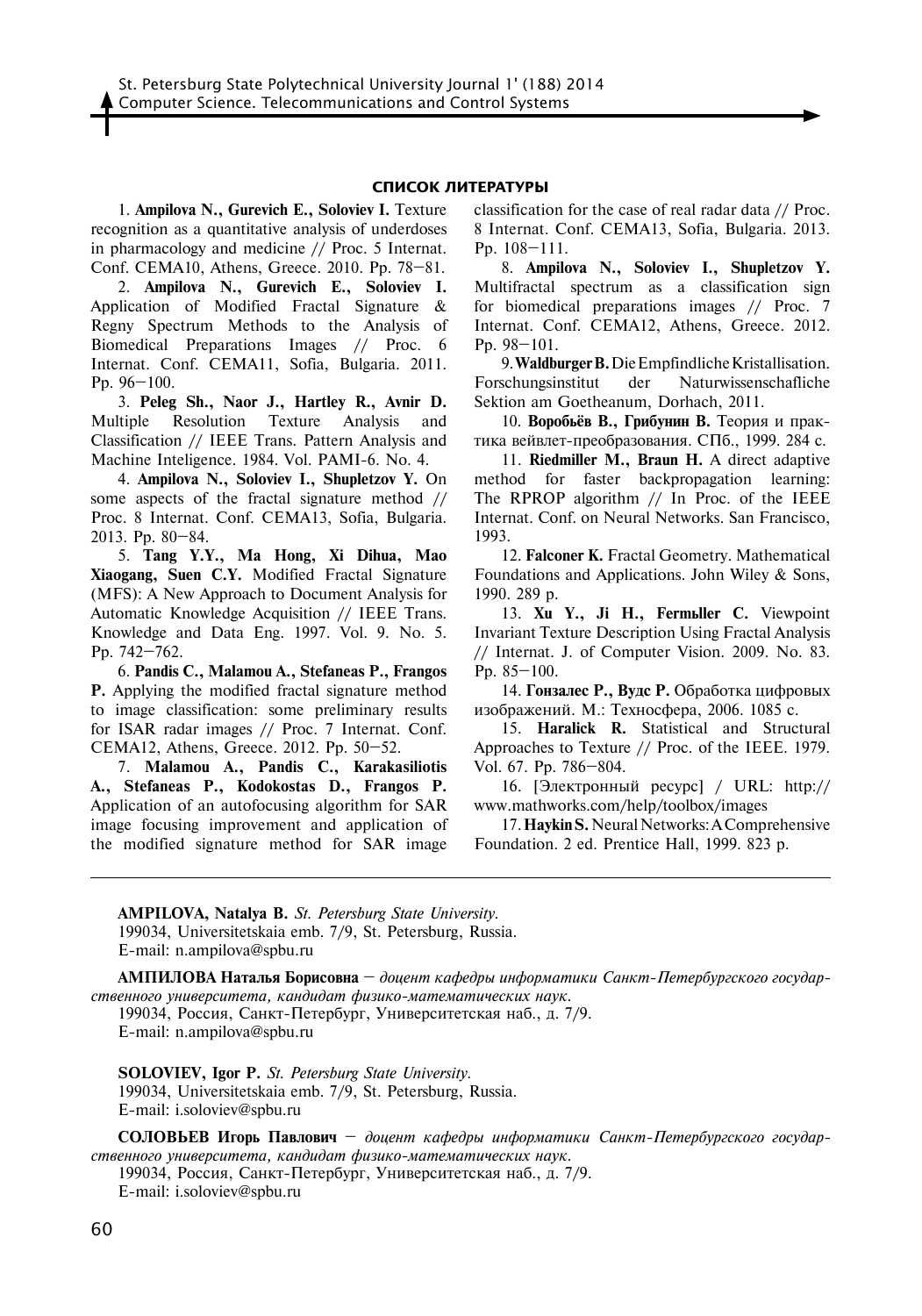## СПИСОК ЛИТЕРАТУРЫ

1. **Ampilova N., Gurevich E., Soloviev I.** Texture recognition as a quantitative analysis of underdoses in pharmacology and medicine // Proc. 5 Internat. Conf. CEMA10, Athens, Greece. 2010. Pp. 78–81.

2. **Ampilova N., Gurevich E., Soloviev I.** Application of Modified Fractal Signature & Regny Spectrum Methods to the Analysis of Biomedical Preparations Images // Proc. 6 Internat. Conf. CEMA11, Sofia, Bulgaria. 2011. Pp. 96–100.

3. **Peleg Sh., Naor J., Hartley R., Avnir D.** Multiple Resolution Texture Analysis and Classification // IEEE Trans. Pattern Analysis and Machine Inteligence. 1984. Vol. PAMI-6. No. 4.

4. **Ampilova N., Soloviev I., Shupletzov Y.** On some aspects of the fractal signature method // Proc. 8 Internat. Conf. CEMA13, Sofia, Bulgaria. 2013. Pp. 80–84.

5. **Tang Y.Y., Ma Hong, Xi Dihua, Mao Xiaogang, Suen C.Y.** Modified Fractal Signature (MFS): A New Approach to Document Analysis for Automatic Knowledge Acquisition // IEEE Trans. Knowledge and Data Eng. 1997. Vol. 9. No. 5. Pp. 742–762.

6. **Pandis C., Malamou A., Stefaneas P., Frangos P.** Applying the modified fractal signature method to image classification: some preliminary results for ISAR radar images // Proc. 7 Internat. Conf. CEMA12, Athens, Greece. 2012. Pp. 50–52.

7. **Malamou A., Pandis C., Karakasiliotis A., Stefaneas P., Kodokostas D., Frangos P.** Application of an autofocusing algorithm for SAR image focusing improvement and application of the modified signature method for SAR image classification for the case of real radar data // Proc. 8 Internat. Conf. CEMA13, Sofia, Bulgaria. 2013. Pp. 108–111.

8. **Ampilova N., Soloviev I., Shupletzov Y.** Multifractal spectrum as a classification sign for biomedical preparations images // Proc. 7 Internat. Conf. CEMA12, Athens, Greece. 2012. Pp. 98–101.

9. **Waldburger B.** Die Empfindliche Kristallisation. Forschungsinstitut der Naturwissenschafliche Sektion am Goetheanum, Dorhach, 2011.

10. **Воробьёв В., Грибунин В.** Теория и практика вейвлет-преобразования. СПб., 1999. 284 с.

11. **Riedmiller M., Braun H.** A direct adaptive method for faster backpropagation learning: The RPROP algorithm // In Proc. of the IEEE Internat. Conf. on Neural Networks. San Francisco, 1993.

12. **Falconer K.** Fractal Geometry. Mathematical Foundations and Applications. John Wiley & Sons, 1990. 289 p.

13. **Xu Y., Ji H., Fermьller C.** Viewpoint Invariant Texture Description Using Fractal Analysis // Internat. J. of Computer Vision. 2009. No. 83. Pp. 85–100.

14. **Гонзалес Р., Вудс Р.** Обработка цифровых изображений. М.: Техносфера, 2006. 1085 с.

15. **Haralick R.** Statistical and Structural Approaches to Texture // Proc. of the IEEE. 1979. Vol. 67. Pp. 786–804.

16. [Электронный ресурс] / URL: http://www.mathworks.com/help/toolbox/images

17. **Haykin S.** Neural Networks: A Comprehensive Foundation. 2 ed. Prentice Hall, 1999. 823 p.

---

**AMPILOVA, Natalya B.** *St. Petersburg State University.*
199034, Universitetskaia emb. 7/9, St. Petersburg, Russia.
E-mail: n.ampilova@spbu.ru

**АМПИЛОВА Наталья Борисовна** – *доцент кафедры информатики Санкт-Петербургского государственного университета, кандидат физико-математических наук.*
199034, Россия, Санкт-Петербург, Университетская наб., д. 7/9.
E-mail: n.ampilova@spbu.ru

**SOLOVIEV, Igor P.** *St. Petersburg State University.*
199034, Universitetskaia emb. 7/9, St. Petersburg, Russia.
E-mail: i.soloviev@spbu.ru

**СОЛОВЬЕВ Игорь Павлович** – *доцент кафедры информатики Санкт-Петербургского государственного университета, кандидат физико-математических наук.*
199034, Россия, Санкт-Петербург, Университетская наб., д. 7/9.
E-mail: i.soloviev@spbu.ru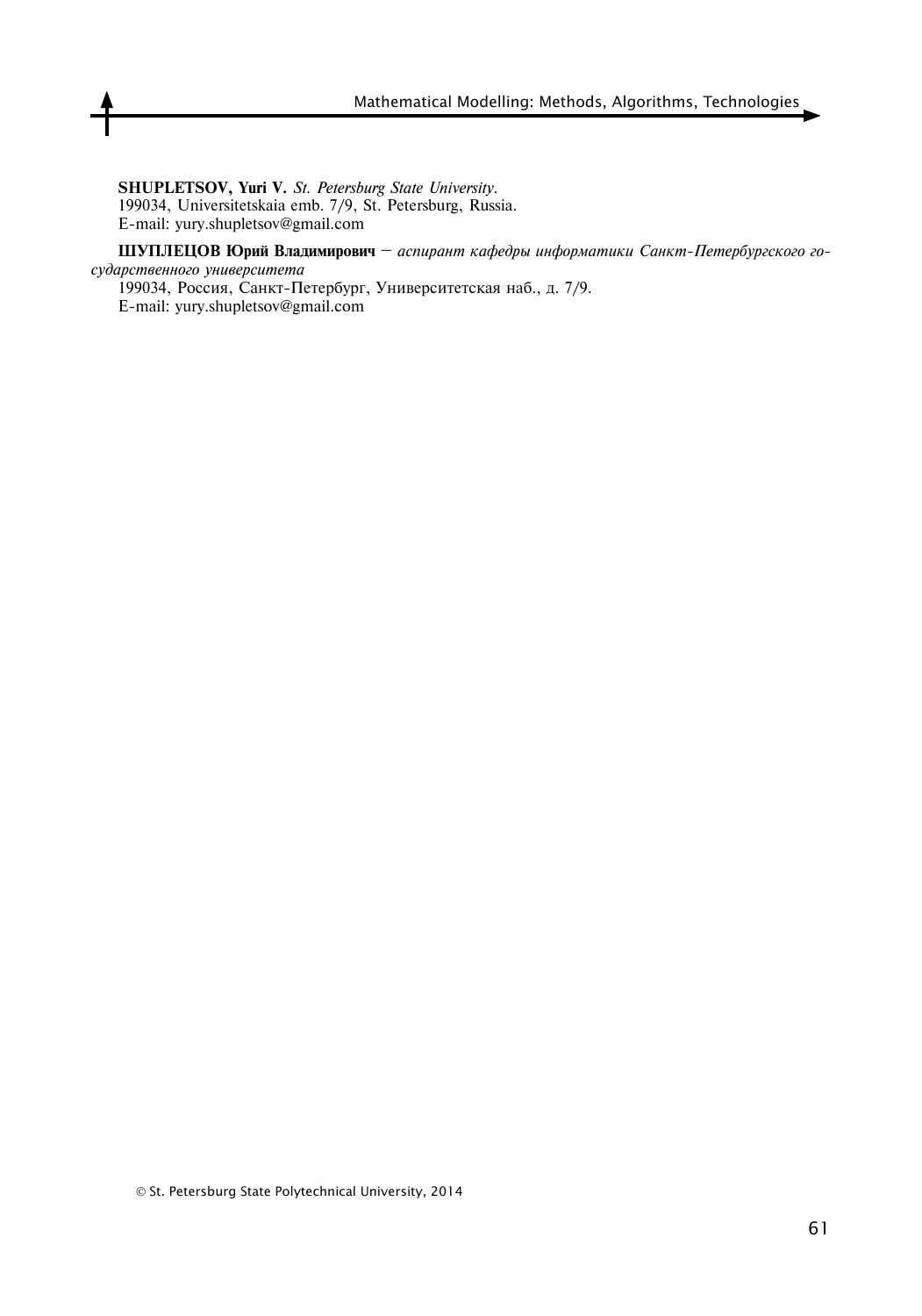**SHUPLETSOV, Yuri V.** *St. Petersburg State University.*
199034, Universitetskaia emb. 7/9, St. Petersburg, Russia.
E-mail: yury.shupletsov@gmail.com

**ШУПЛЕЦОВ Юрий Владимирович** – *аспирант кафедры информатики Санкт-Петербургского государственного университета*
199034, Россия, Санкт-Петербург, Университетская наб., д. 7/9.
E-mail: yury.shupletsov@gmail.com

© St. Petersburg State Polytechnical University, 2014